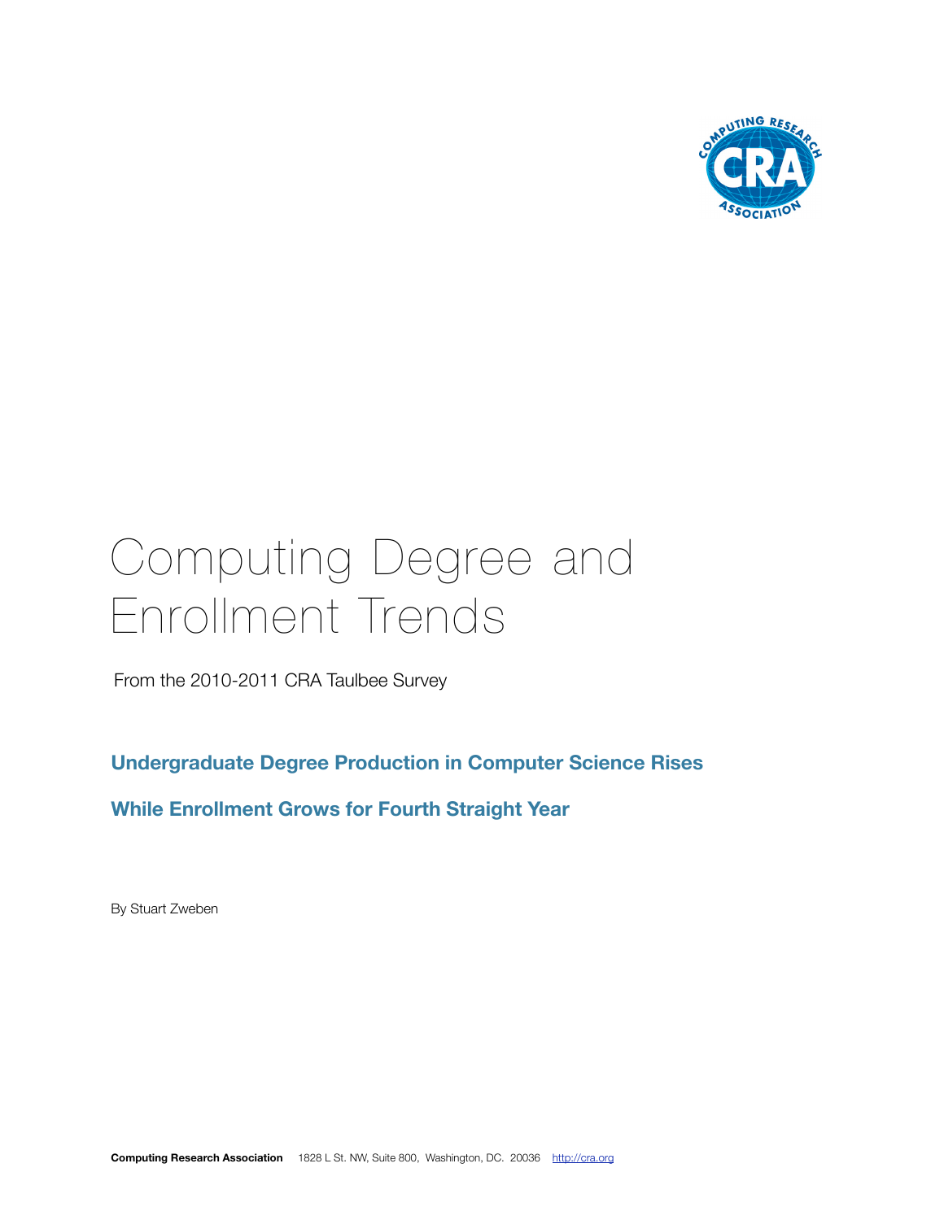# Computing Degree and Enrollment Trends

From the 2010-2011 CRA Taulbee Survey

## Undergraduate Degree Production in Computer Science Rises

## While Enrollment Grows for Fourth Straight Year

By Stuart Zweben

**Computing Research Association** 1828 L St. NW, Suite 800, Washington, DC. 20036 http://cra.org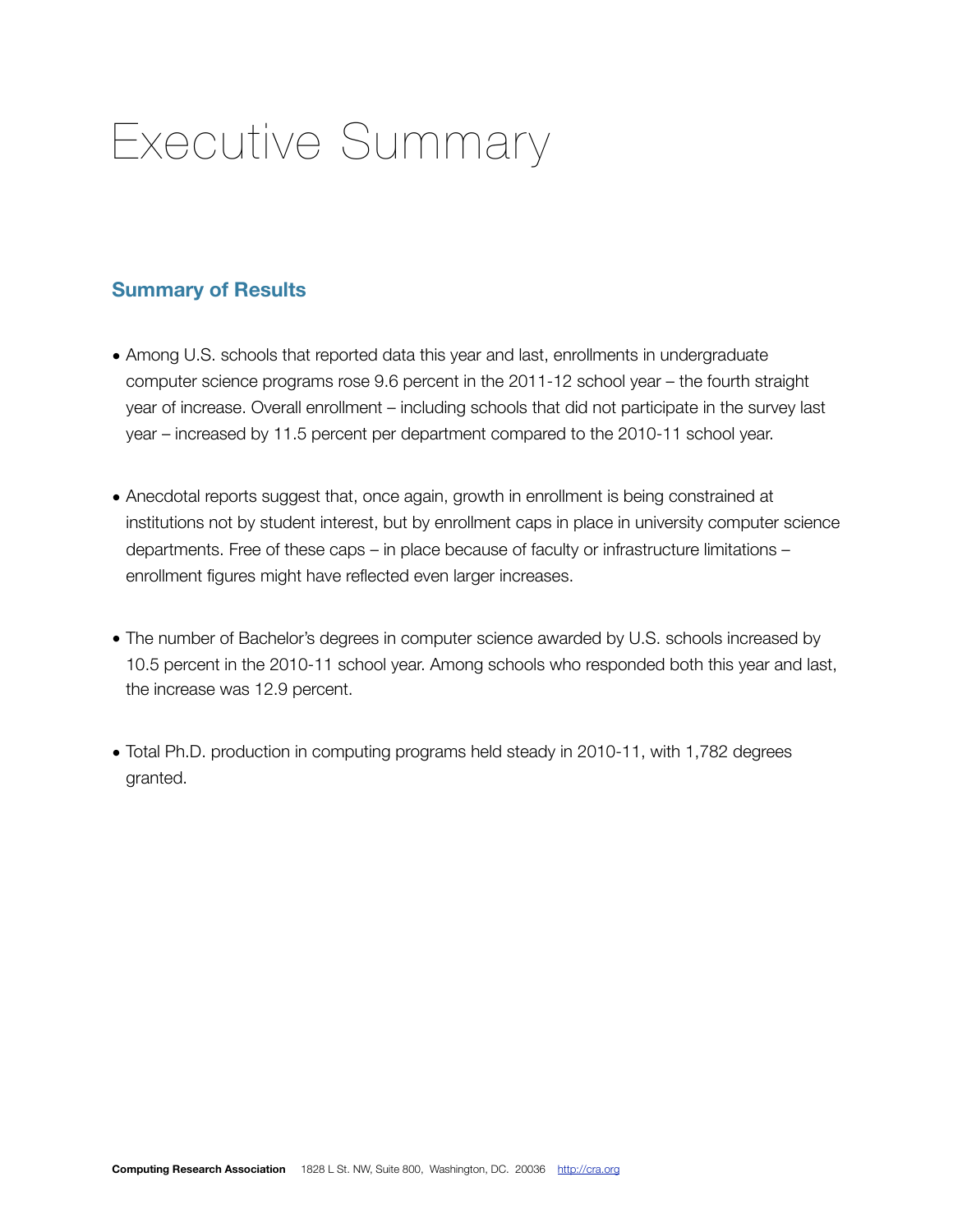# Executive Summary

## Summary of Results

- Among U.S. schools that reported data this year and last, enrollments in undergraduate computer science programs rose 9.6 percent in the 2011-12 school year – the fourth straight year of increase. Overall enrollment – including schools that did not participate in the survey last year – increased by 11.5 percent per department compared to the 2010-11 school year.

- Anecdotal reports suggest that, once again, growth in enrollment is being constrained at institutions not by student interest, but by enrollment caps in place in university computer science departments. Free of these caps – in place because of faculty or infrastructure limitations – enrollment figures might have reflected even larger increases.

- The number of Bachelor's degrees in computer science awarded by U.S. schools increased by 10.5 percent in the 2010-11 school year. Among schools who responded both this year and last, the increase was 12.9 percent.

- Total Ph.D. production in computing programs held steady in 2010-11, with 1,782 degrees granted.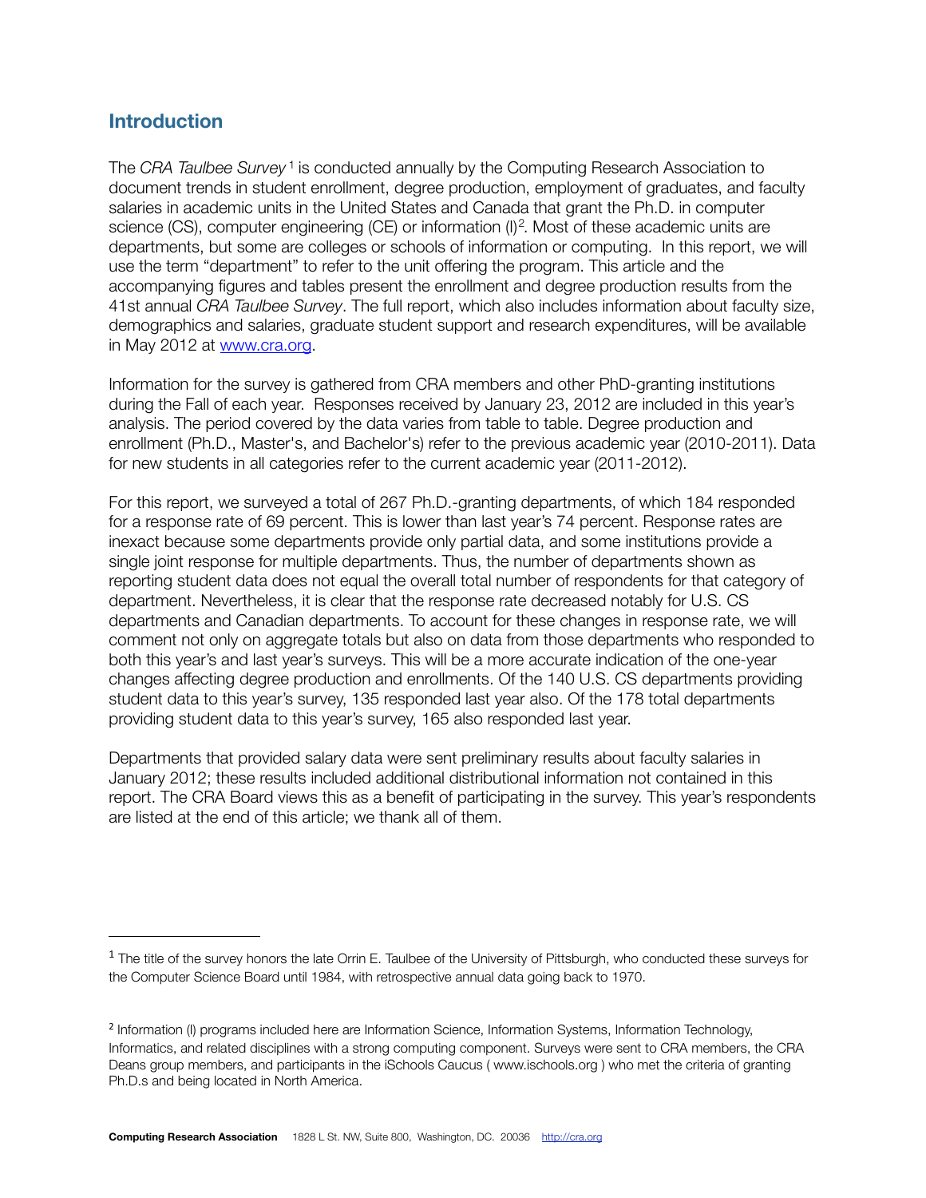## Introduction

The *CRA Taulbee Survey* [1] is conducted annually by the Computing Research Association to document trends in student enrollment, degree production, employment of graduates, and faculty salaries in academic units in the United States and Canada that grant the Ph.D. in computer science (CS), computer engineering (CE) or information (I)[2]. Most of these academic units are departments, but some are colleges or schools of information or computing. In this report, we will use the term "department" to refer to the unit offering the program. This article and the accompanying figures and tables present the enrollment and degree production results from the 41st annual *CRA Taulbee Survey*. The full report, which also includes information about faculty size, demographics and salaries, graduate student support and research expenditures, will be available in May 2012 at [www.cra.org](http://www.cra.org).

Information for the survey is gathered from CRA members and other PhD-granting institutions during the Fall of each year. Responses received by January 23, 2012 are included in this year's analysis. The period covered by the data varies from table to table. Degree production and enrollment (Ph.D., Master's, and Bachelor's) refer to the previous academic year (2010-2011). Data for new students in all categories refer to the current academic year (2011-2012).

For this report, we surveyed a total of 267 Ph.D.-granting departments, of which 184 responded for a response rate of 69 percent. This is lower than last year's 74 percent. Response rates are inexact because some departments provide only partial data, and some institutions provide a single joint response for multiple departments. Thus, the number of departments shown as reporting student data does not equal the overall total number of respondents for that category of department. Nevertheless, it is clear that the response rate decreased notably for U.S. CS departments and Canadian departments. To account for these changes in response rate, we will comment not only on aggregate totals but also on data from those departments who responded to both this year's and last year's surveys. This will be a more accurate indication of the one-year changes affecting degree production and enrollments. Of the 140 U.S. CS departments providing student data to this year's survey, 135 responded last year also. Of the 178 total departments providing student data to this year's survey, 165 also responded last year.

Departments that provided salary data were sent preliminary results about faculty salaries in January 2012; these results included additional distributional information not contained in this report. The CRA Board views this as a benefit of participating in the survey. This year's respondents are listed at the end of this article; we thank all of them.

---

[1] The title of the survey honors the late Orrin E. Taulbee of the University of Pittsburgh, who conducted these surveys for the Computer Science Board until 1984, with retrospective annual data going back to 1970.

[2] Information (I) programs included here are Information Science, Information Systems, Information Technology, Informatics, and related disciplines with a strong computing component. Surveys were sent to CRA members, the CRA Deans group members, and participants in the iSchools Caucus ( www.ischools.org ) who met the criteria of granting Ph.D.s and being located in North America.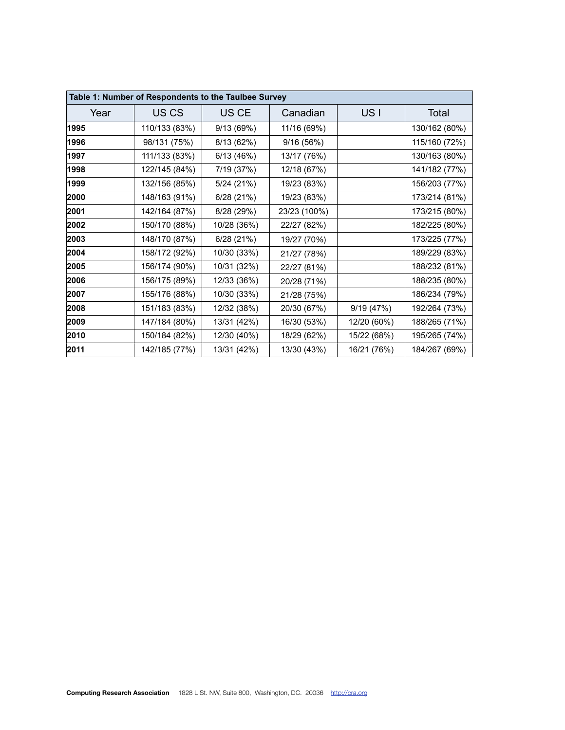**Table 1: Number of Respondents to the Taulbee Survey**

| Year | US CS | US CE | Canadian | US I | Total |
|---|---|---|---|---|---|
| **1995** | 110/133 (83%) | 9/13 (69%) | 11/16 (69%) | | 130/162 (80%) |
| **1996** | 98/131 (75%) | 8/13 (62%) | 9/16 (56%) | | 115/160 (72%) |
| **1997** | 111/133 (83%) | 6/13 (46%) | 13/17 (76%) | | 130/163 (80%) |
| **1998** | 122/145 (84%) | 7/19 (37%) | 12/18 (67%) | | 141/182 (77%) |
| **1999** | 132/156 (85%) | 5/24 (21%) | 19/23 (83%) | | 156/203 (77%) |
| **2000** | 148/163 (91%) | 6/28 (21%) | 19/23 (83%) | | 173/214 (81%) |
| **2001** | 142/164 (87%) | 8/28 (29%) | 23/23 (100%) | | 173/215 (80%) |
| **2002** | 150/170 (88%) | 10/28 (36%) | 22/27 (82%) | | 182/225 (80%) |
| **2003** | 148/170 (87%) | 6/28 (21%) | 19/27 (70%) | | 173/225 (77%) |
| **2004** | 158/172 (92%) | 10/30 (33%) | 21/27 (78%) | | 189/229 (83%) |
| **2005** | 156/174 (90%) | 10/31 (32%) | 22/27 (81%) | | 188/232 (81%) |
| **2006** | 156/175 (89%) | 12/33 (36%) | 20/28 (71%) | | 188/235 (80%) |
| **2007** | 155/176 (88%) | 10/30 (33%) | 21/28 (75%) | | 186/234 (79%) |
| **2008** | 151/183 (83%) | 12/32 (38%) | 20/30 (67%) | 9/19 (47%) | 192/264 (73%) |
| **2009** | 147/184 (80%) | 13/31 (42%) | 16/30 (53%) | 12/20 (60%) | 188/265 (71%) |
| **2010** | 150/184 (82%) | 12/30 (40%) | 18/29 (62%) | 15/22 (68%) | 195/265 (74%) |
| **2011** | 142/185 (77%) | 13/31 (42%) | 13/30 (43%) | 16/21 (76%) | 184/267 (69%) |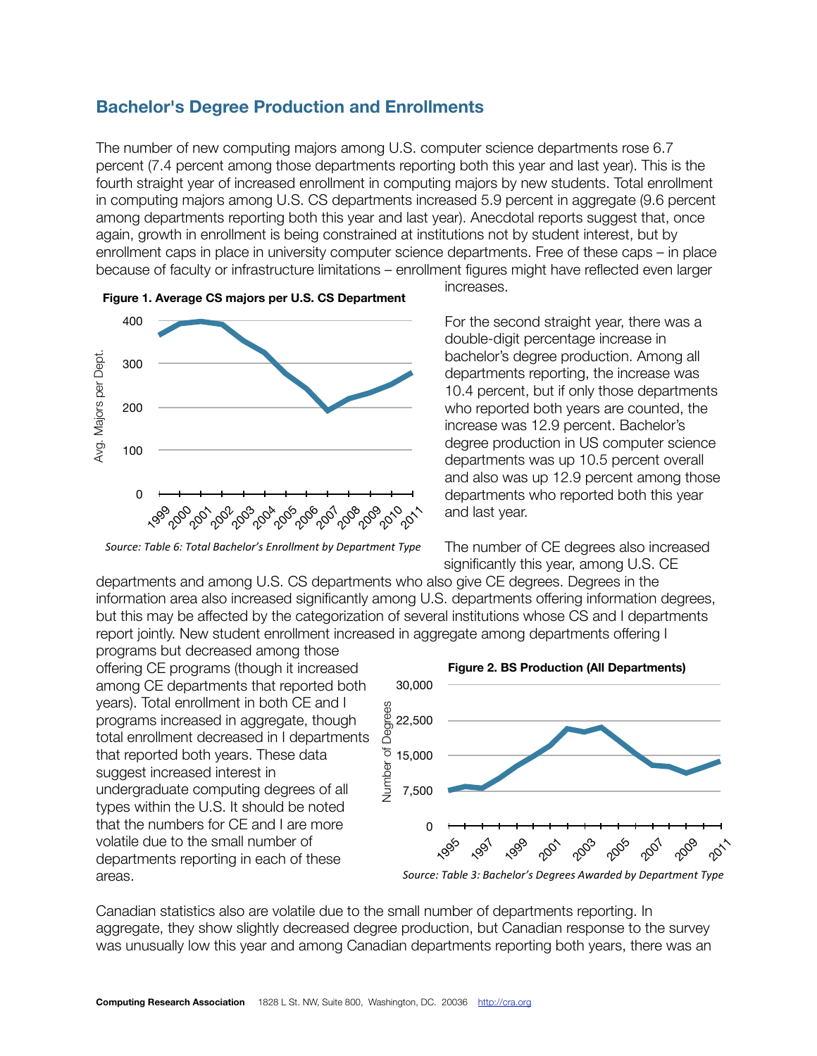## Bachelor's Degree Production and Enrollments

The number of new computing majors among U.S. computer science departments rose 6.7 percent (7.4 percent among those departments reporting both this year and last year). This is the fourth straight year of increased enrollment in computing majors by new students. Total enrollment in computing majors among U.S. CS departments increased 5.9 percent in aggregate (9.6 percent among departments reporting both this year and last year). Anecdotal reports suggest that, once again, growth in enrollment is being constrained at institutions not by student interest, but by enrollment caps in place in university computer science departments. Free of these caps – in place because of faculty or infrastructure limitations – enrollment figures might have reflected even larger increases.

**Figure 1. Average CS majors per U.S. CS Department**

*Source: Table 6: Total Bachelor's Enrollment by Department Type*

For the second straight year, there was a double-digit percentage increase in bachelor's degree production. Among all departments reporting, the increase was 10.4 percent, but if only those departments who reported both years are counted, the increase was 12.9 percent. Bachelor's degree production in US computer science departments was up 10.5 percent overall and also was up 12.9 percent among those departments who reported both this year and last year.

The number of CE degrees also increased significantly this year, among U.S. CE departments and among U.S. CS departments who also give CE degrees. Degrees in the information area also increased significantly among U.S. departments offering information degrees, but this may be affected by the categorization of several institutions whose CS and I departments report jointly. New student enrollment increased in aggregate among departments offering I programs but decreased among those offering CE programs (though it increased among CE departments that reported both years). Total enrollment in both CE and I programs increased in aggregate, though total enrollment decreased in I departments that reported both years. These data suggest increased interest in undergraduate computing degrees of all types within the U.S. It should be noted that the numbers for CE and I are more volatile due to the small number of departments reporting in each of these areas.

**Figure 2. BS Production (All Departments)**

*Source: Table 3: Bachelor's Degrees Awarded by Department Type*

Canadian statistics also are volatile due to the small number of departments reporting. In aggregate, they show slightly decreased degree production, but Canadian response to the survey was unusually low this year and among Canadian departments reporting both years, there was an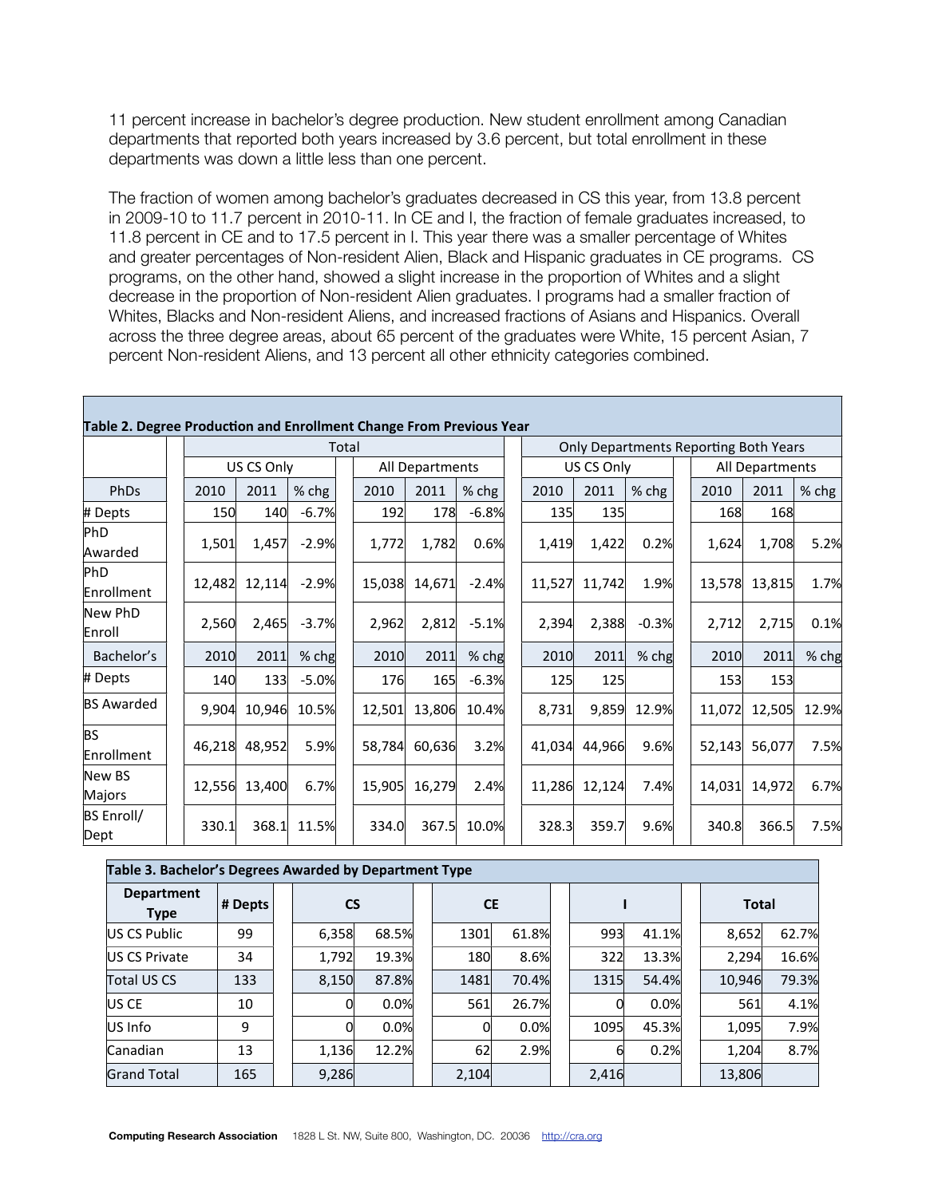11 percent increase in bachelor's degree production. New student enrollment among Canadian departments that reported both years increased by 3.6 percent, but total enrollment in these departments was down a little less than one percent.

The fraction of women among bachelor's graduates decreased in CS this year, from 13.8 percent in 2009-10 to 11.7 percent in 2010-11. In CE and I, the fraction of female graduates increased, to 11.8 percent in CE and to 17.5 percent in I. This year there was a smaller percentage of Whites and greater percentages of Non-resident Alien, Black and Hispanic graduates in CE programs. CS programs, on the other hand, showed a slight increase in the proportion of Whites and a slight decrease in the proportion of Non-resident Alien graduates. I programs had a smaller fraction of Whites, Blacks and Non-resident Aliens, and increased fractions of Asians and Hispanics. Overall across the three degree areas, about 65 percent of the graduates were White, 15 percent Asian, 7 percent Non-resident Aliens, and 13 percent all other ethnicity categories combined.

**Table 2. Degree Production and Enrollment Change From Previous Year**

| | Total | | | | | | Only Departments Reporting Both Years | | | | | |
|---|---|---|---|---|---|---|---|---|---|---|---|---|
| | US CS Only | | | All Departments | | | US CS Only | | | All Departments | | |
| PhDs | 2010 | 2011 | % chg | 2010 | 2011 | % chg | 2010 | 2011 | % chg | 2010 | 2011 | % chg |
| # Depts | 150 | 140 | -6.7% | 192 | 178 | -6.8% | 135 | 135 | | 168 | 168 | |
| PhD Awarded | 1,501 | 1,457 | -2.9% | 1,772 | 1,782 | 0.6% | 1,419 | 1,422 | 0.2% | 1,624 | 1,708 | 5.2% |
| PhD Enrollment | 12,482 | 12,114 | -2.9% | 15,038 | 14,671 | -2.4% | 11,527 | 11,742 | 1.9% | 13,578 | 13,815 | 1.7% |
| New PhD Enroll | 2,560 | 2,465 | -3.7% | 2,962 | 2,812 | -5.1% | 2,394 | 2,388 | -0.3% | 2,712 | 2,715 | 0.1% |
| Bachelor's | 2010 | 2011 | % chg | 2010 | 2011 | % chg | 2010 | 2011 | % chg | 2010 | 2011 | % chg |
| # Depts | 140 | 133 | -5.0% | 176 | 165 | -6.3% | 125 | 125 | | 153 | 153 | |
| BS Awarded | 9,904 | 10,946 | 10.5% | 12,501 | 13,806 | 10.4% | 8,731 | 9,859 | 12.9% | 11,072 | 12,505 | 12.9% |
| BS Enrollment | 46,218 | 48,952 | 5.9% | 58,784 | 60,636 | 3.2% | 41,034 | 44,966 | 9.6% | 52,143 | 56,077 | 7.5% |
| New BS Majors | 12,556 | 13,400 | 6.7% | 15,905 | 16,279 | 2.4% | 11,286 | 12,124 | 7.4% | 14,031 | 14,972 | 6.7% |
| BS Enroll/ Dept | 330.1 | 368.1 | 11.5% | 334.0 | 367.5 | 10.0% | 328.3 | 359.7 | 9.6% | 340.8 | 366.5 | 7.5% |

**Table 3. Bachelor's Degrees Awarded by Department Type**

| Department Type | # Depts | CS | | CE | | I | | Total | |
|---|---|---|---|---|---|---|---|---|---|
| US CS Public | 99 | 6,358 | 68.5% | 1301 | 61.8% | 993 | 41.1% | 8,652 | 62.7% |
| US CS Private | 34 | 1,792 | 19.3% | 180 | 8.6% | 322 | 13.3% | 2,294 | 16.6% |
| Total US CS | 133 | 8,150 | 87.8% | 1481 | 70.4% | 1315 | 54.4% | 10,946 | 79.3% |
| US CE | 10 | 0 | 0.0% | 561 | 26.7% | 0 | 0.0% | 561 | 4.1% |
| US Info | 9 | 0 | 0.0% | 0 | 0.0% | 1095 | 45.3% | 1,095 | 7.9% |
| Canadian | 13 | 1,136 | 12.2% | 62 | 2.9% | 6 | 0.2% | 1,204 | 8.7% |
| Grand Total | 165 | 9,286 | | 2,104 | | 2,416 | | 13,806 | |

**Computing Research Association** 1828 L St. NW, Suite 800, Washington, DC. 20036 http://cra.org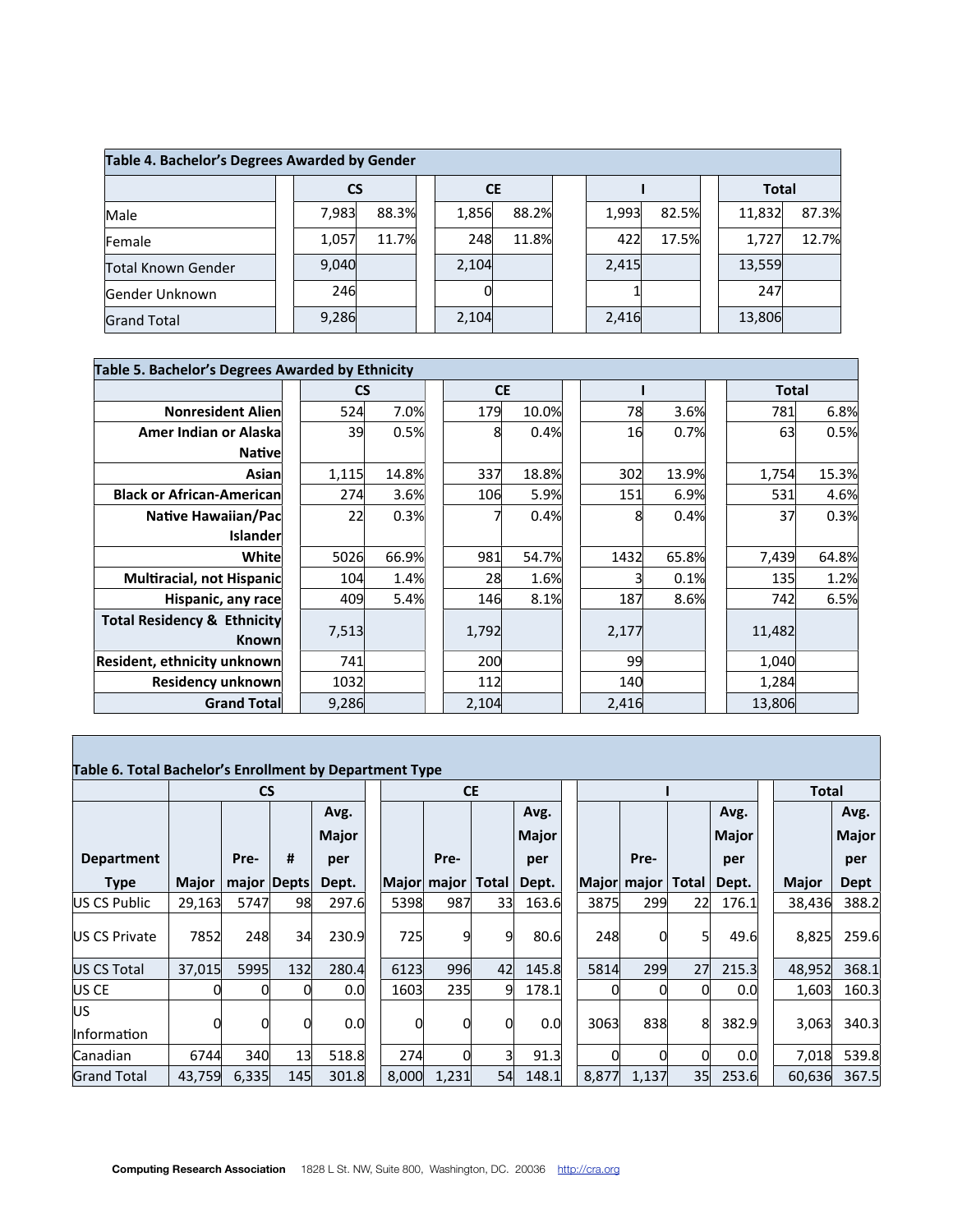**Table 4. Bachelor's Degrees Awarded by Gender**

| | CS | | CE | | I | | Total | |
|---|---|---|---|---|---|---|---|---|
| Male | 7,983 | 88.3% | 1,856 | 88.2% | 1,993 | 82.5% | 11,832 | 87.3% |
| Female | 1,057 | 11.7% | 248 | 11.8% | 422 | 17.5% | 1,727 | 12.7% |
| Total Known Gender | 9,040 | | 2,104 | | 2,415 | | 13,559 | |
| Gender Unknown | 246 | | 0 | | 1 | | 247 | |
| Grand Total | 9,286 | | 2,104 | | 2,416 | | 13,806 | |

**Table 5. Bachelor's Degrees Awarded by Ethnicity**

| | CS | | CE | | I | | Total | |
|---|---|---|---|---|---|---|---|---|
| **Nonresident Alien** | 524 | 7.0% | 179 | 10.0% | 78 | 3.6% | 781 | 6.8% |
| **Amer Indian or Alaska Native** | 39 | 0.5% | 8 | 0.4% | 16 | 0.7% | 63 | 0.5% |
| **Asian** | 1,115 | 14.8% | 337 | 18.8% | 302 | 13.9% | 1,754 | 15.3% |
| **Black or African-American** | 274 | 3.6% | 106 | 5.9% | 151 | 6.9% | 531 | 4.6% |
| **Native Hawaiian/Pac Islander** | 22 | 0.3% | 7 | 0.4% | 8 | 0.4% | 37 | 0.3% |
| **White** | 5026 | 66.9% | 981 | 54.7% | 1432 | 65.8% | 7,439 | 64.8% |
| **Multiracial, not Hispanic** | 104 | 1.4% | 28 | 1.6% | 3 | 0.1% | 135 | 1.2% |
| **Hispanic, any race** | 409 | 5.4% | 146 | 8.1% | 187 | 8.6% | 742 | 6.5% |
| **Total Residency & Ethnicity Known** | 7,513 | | 1,792 | | 2,177 | | 11,482 | |
| **Resident, ethnicity unknown** | 741 | | 200 | | 99 | | 1,040 | |
| **Residency unknown** | 1032 | | 112 | | 140 | | 1,284 | |
| **Grand Total** | 9,286 | | 2,104 | | 2,416 | | 13,806 | |

**Table 6. Total Bachelor's Enrollment by Department Type**

| | CS | | | | CE | | | | I | | | | Total | |
|---|---|---|---|---|---|---|---|---|---|---|---|---|---|---|
| **Department Type** | **Major** | **Pre-major** | **# Depts** | **Avg. Major per Dept.** | **Major** | **Pre-major** | **Total** | **Avg. Major per Dept.** | **Major** | **Pre-major** | **Total** | **Avg. Major per Dept.** | **Major** | **Avg. Major per Dept** |
| US CS Public | 29,163 | 5747 | 98 | 297.6 | 5398 | 987 | 33 | 163.6 | 3875 | 299 | 22 | 176.1 | 38,436 | 388.2 |
| US CS Private | 7852 | 248 | 34 | 230.9 | 725 | 9 | 9 | 80.6 | 248 | 0 | 5 | 49.6 | 8,825 | 259.6 |
| US CS Total | 37,015 | 5995 | 132 | 280.4 | 6123 | 996 | 42 | 145.8 | 5814 | 299 | 27 | 215.3 | 48,952 | 368.1 |
| US CE | 0 | 0 | 0 | 0.0 | 1603 | 235 | 9 | 178.1 | 0 | 0 | 0 | 0.0 | 1,603 | 160.3 |
| US Information | 0 | 0 | 0 | 0.0 | 0 | 0 | 0 | 0.0 | 3063 | 838 | 8 | 382.9 | 3,063 | 340.3 |
| Canadian | 6744 | 340 | 13 | 518.8 | 274 | 0 | 3 | 91.3 | 0 | 0 | 0 | 0.0 | 7,018 | 539.8 |
| Grand Total | 43,759 | 6,335 | 145 | 301.8 | 8,000 | 1,231 | 54 | 148.1 | 8,877 | 1,137 | 35 | 253.6 | 60,636 | 367.5 |

**Computing Research Association** 1828 L St. NW, Suite 800, Washington, DC. 20036 http://cra.org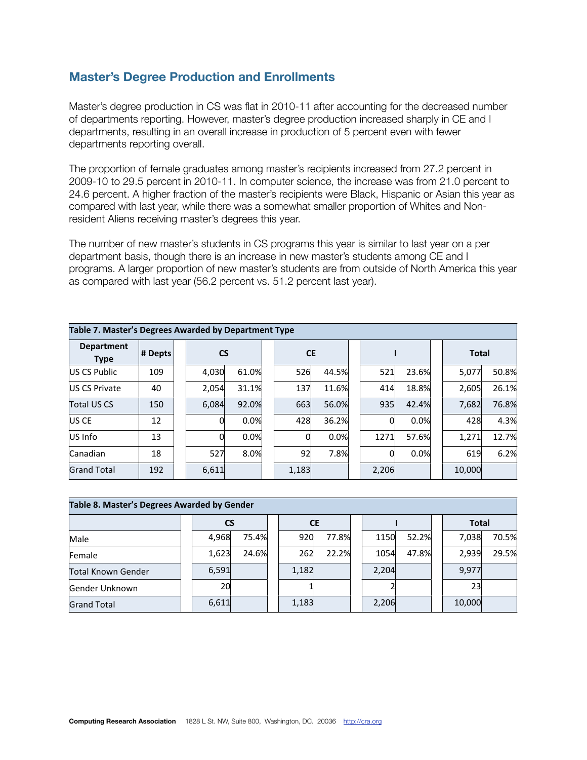## Master's Degree Production and Enrollments

Master's degree production in CS was flat in 2010-11 after accounting for the decreased number of departments reporting. However, master's degree production increased sharply in CE and I departments, resulting in an overall increase in production of 5 percent even with fewer departments reporting overall.

The proportion of female graduates among master's recipients increased from 27.2 percent in 2009-10 to 29.5 percent in 2010-11. In computer science, the increase was from 21.0 percent to 24.6 percent. A higher fraction of the master's recipients were Black, Hispanic or Asian this year as compared with last year, while there was a somewhat smaller proportion of Whites and Non-resident Aliens receiving master's degrees this year.

The number of new master's students in CS programs this year is similar to last year on a per department basis, though there is an increase in new master's students among CE and I programs. A larger proportion of new master's students are from outside of North America this year as compared with last year (56.2 percent vs. 51.2 percent last year).

**Table 7. Master's Degrees Awarded by Department Type**

| Department Type | # Depts | CS | | CE | | I | | Total | |
|---|---|---|---|---|---|---|---|---|---|
| US CS Public | 109 | 4,030 | 61.0% | 526 | 44.5% | 521 | 23.6% | 5,077 | 50.8% |
| US CS Private | 40 | 2,054 | 31.1% | 137 | 11.6% | 414 | 18.8% | 2,605 | 26.1% |
| Total US CS | 150 | 6,084 | 92.0% | 663 | 56.0% | 935 | 42.4% | 7,682 | 76.8% |
| US CE | 12 | 0 | 0.0% | 428 | 36.2% | 0 | 0.0% | 428 | 4.3% |
| US Info | 13 | 0 | 0.0% | 0 | 0.0% | 1271 | 57.6% | 1,271 | 12.7% |
| Canadian | 18 | 527 | 8.0% | 92 | 7.8% | 0 | 0.0% | 619 | 6.2% |
| Grand Total | 192 | 6,611 | | 1,183 | | 2,206 | | 10,000 | |

**Table 8. Master's Degrees Awarded by Gender**

| | CS | | CE | | I | | Total | |
|---|---|---|---|---|---|---|---|---|
| Male | 4,968 | 75.4% | 920 | 77.8% | 1150 | 52.2% | 7,038 | 70.5% |
| Female | 1,623 | 24.6% | 262 | 22.2% | 1054 | 47.8% | 2,939 | 29.5% |
| Total Known Gender | 6,591 | | 1,182 | | 2,204 | | 9,977 | |
| Gender Unknown | 20 | | 1 | | 2 | | 23 | |
| Grand Total | 6,611 | | 1,183 | | 2,206 | | 10,000 | |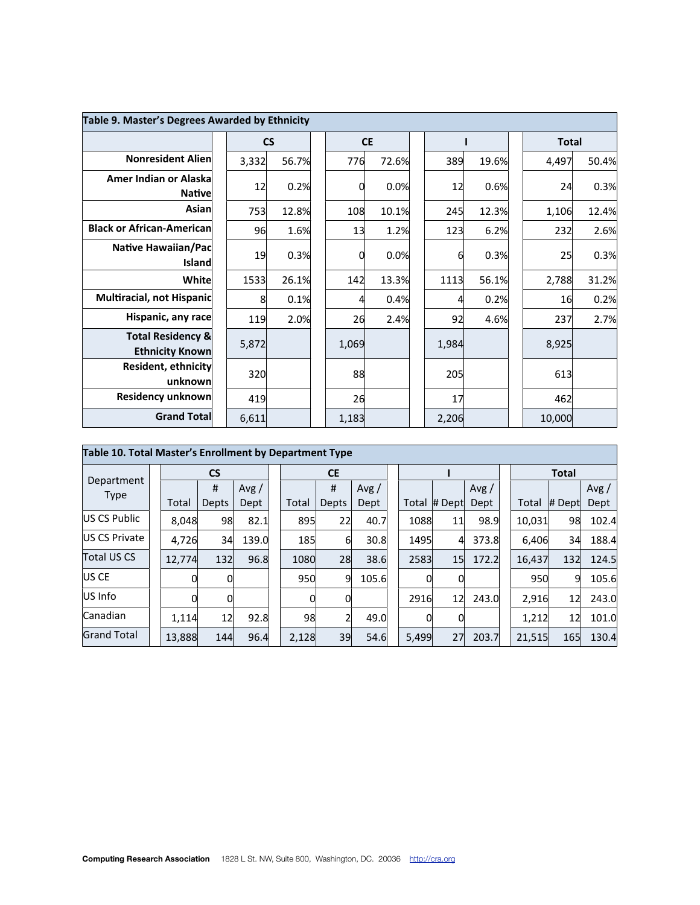## Table 9. Master's Degrees Awarded by Ethnicity

| | CS | | CE | | I | | Total | |
|---|---|---|---|---|---|---|---|---|
| Nonresident Alien | 3,332 | 56.7% | 776 | 72.6% | 389 | 19.6% | 4,497 | 50.4% |
| Amer Indian or Alaska Native | 12 | 0.2% | 0 | 0.0% | 12 | 0.6% | 24 | 0.3% |
| Asian | 753 | 12.8% | 108 | 10.1% | 245 | 12.3% | 1,106 | 12.4% |
| Black or African-American | 96 | 1.6% | 13 | 1.2% | 123 | 6.2% | 232 | 2.6% |
| Native Hawaiian/Pac Island | 19 | 0.3% | 0 | 0.0% | 6 | 0.3% | 25 | 0.3% |
| White | 1533 | 26.1% | 142 | 13.3% | 1113 | 56.1% | 2,788 | 31.2% |
| Multiracial, not Hispanic | 8 | 0.1% | 4 | 0.4% | 4 | 0.2% | 16 | 0.2% |
| Hispanic, any race | 119 | 2.0% | 26 | 2.4% | 92 | 4.6% | 237 | 2.7% |
| Total Residency & Ethnicity Known | 5,872 | | 1,069 | | 1,984 | | 8,925 | |
| Resident, ethnicity unknown | 320 | | 88 | | 205 | | 613 | |
| Residency unknown | 419 | | 26 | | 17 | | 462 | |
| Grand Total | 6,611 | | 1,183 | | 2,206 | | 10,000 | |

## Table 10. Total Master's Enrollment by Department Type

| Department Type | CS | | | CE | | | I | | | Total | | |
|---|---|---|---|---|---|---|---|---|---|---|---|---|
| | Total | # Depts | Avg / Dept | Total | # Depts | Avg / Dept | Total | # Dept | Avg / Dept | Total | # Dept | Avg / Dept |
| US CS Public | 8,048 | 98 | 82.1 | 895 | 22 | 40.7 | 1088 | 11 | 98.9 | 10,031 | 98 | 102.4 |
| US CS Private | 4,726 | 34 | 139.0 | 185 | 6 | 30.8 | 1495 | 4 | 373.8 | 6,406 | 34 | 188.4 |
| Total US CS | 12,774 | 132 | 96.8 | 1080 | 28 | 38.6 | 2583 | 15 | 172.2 | 16,437 | 132 | 124.5 |
| US CE | 0 | 0 | | 950 | 9 | 105.6 | 0 | 0 | | 950 | 9 | 105.6 |
| US Info | 0 | 0 | | 0 | 0 | | 2916 | 12 | 243.0 | 2,916 | 12 | 243.0 |
| Canadian | 1,114 | 12 | 92.8 | 98 | 2 | 49.0 | 0 | 0 | | 1,212 | 12 | 101.0 |
| Grand Total | 13,888 | 144 | 96.4 | 2,128 | 39 | 54.6 | 5,499 | 27 | 203.7 | 21,515 | 165 | 130.4 |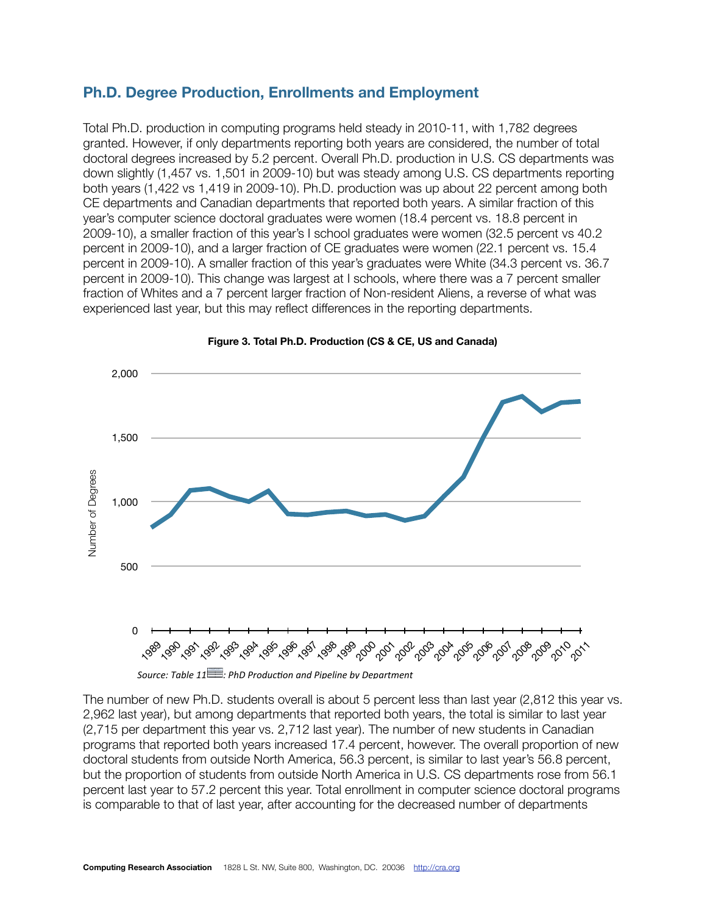## Ph.D. Degree Production, Enrollments and Employment

Total Ph.D. production in computing programs held steady in 2010-11, with 1,782 degrees granted. However, if only departments reporting both years are considered, the number of total doctoral degrees increased by 5.2 percent. Overall Ph.D. production in U.S. CS departments was down slightly (1,457 vs. 1,501 in 2009-10) but was steady among U.S. CS departments reporting both years (1,422 vs 1,419 in 2009-10). Ph.D. production was up about 22 percent among both CE departments and Canadian departments that reported both years. A similar fraction of this year's computer science doctoral graduates were women (18.4 percent vs. 18.8 percent in 2009-10), a smaller fraction of this year's I school graduates were women (32.5 percent vs 40.2 percent in 2009-10), and a larger fraction of CE graduates were women (22.1 percent vs. 15.4 percent in 2009-10). A smaller fraction of this year's graduates were White (34.3 percent vs. 36.7 percent in 2009-10). This change was largest at I schools, where there was a 7 percent smaller fraction of Whites and a 7 percent larger fraction of Non-resident Aliens, a reverse of what was experienced last year, but this may reflect differences in the reporting departments.

**Figure 3. Total Ph.D. Production (CS & CE, US and Canada)**

*Source: Table 11: PhD Production and Pipeline by Department*

The number of new Ph.D. students overall is about 5 percent less than last year (2,812 this year vs. 2,962 last year), but among departments that reported both years, the total is similar to last year (2,715 per department this year vs. 2,712 last year). The number of new students in Canadian programs that reported both years increased 17.4 percent, however. The overall proportion of new doctoral students from outside North America, 56.3 percent, is similar to last year's 56.8 percent, but the proportion of students from outside North America in U.S. CS departments rose from 56.1 percent last year to 57.2 percent this year. Total enrollment in computer science doctoral programs is comparable to that of last year, after accounting for the decreased number of departments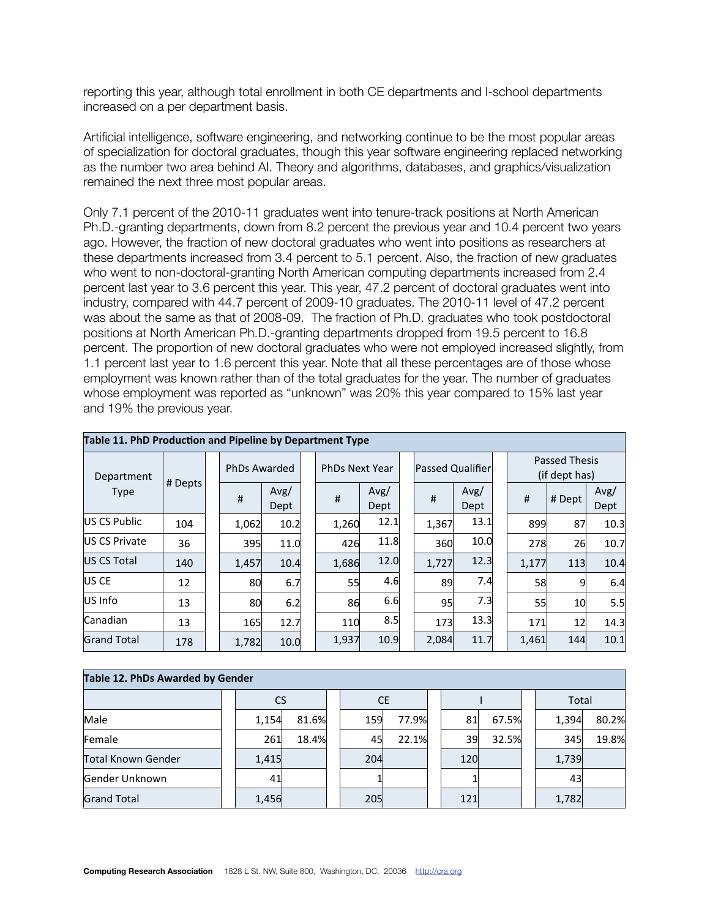reporting this year, although total enrollment in both CE departments and I-school departments increased on a per department basis.

Artificial intelligence, software engineering, and networking continue to be the most popular areas of specialization for doctoral graduates, though this year software engineering replaced networking as the number two area behind AI. Theory and algorithms, databases, and graphics/visualization remained the next three most popular areas.

Only 7.1 percent of the 2010-11 graduates went into tenure-track positions at North American Ph.D.-granting departments, down from 8.2 percent the previous year and 10.4 percent two years ago. However, the fraction of new doctoral graduates who went into positions as researchers at these departments increased from 3.4 percent to 5.1 percent. Also, the fraction of new graduates who went to non-doctoral-granting North American computing departments increased from 2.4 percent last year to 3.6 percent this year. This year, 47.2 percent of doctoral graduates went into industry, compared with 44.7 percent of 2009-10 graduates. The 2010-11 level of 47.2 percent was about the same as that of 2008-09. The fraction of Ph.D. graduates who took postdoctoral positions at North American Ph.D.-granting departments dropped from 19.5 percent to 16.8 percent. The proportion of new doctoral graduates who were not employed increased slightly, from 1.1 percent last year to 1.6 percent this year. Note that all these percentages are of those whose employment was known rather than of the total graduates for the year. The number of graduates whose employment was reported as "unknown" was 20% this year compared to 15% last year and 19% the previous year.

**Table 11. PhD Production and Pipeline by Department Type**

| Department Type | # Depts | PhDs Awarded | | PhDs Next Year | | Passed Qualifier | | Passed Thesis (if dept has) | | |
|---|---|---|---|---|---|---|---|---|---|---|
| | | # | Avg/ Dept | # | Avg/ Dept | # | Avg/ Dept | # | # Dept | Avg/ Dept |
| US CS Public | 104 | 1,062 | 10.2 | 1,260 | 12.1 | 1,367 | 13.1 | 899 | 87 | 10.3 |
| US CS Private | 36 | 395 | 11.0 | 426 | 11.8 | 360 | 10.0 | 278 | 26 | 10.7 |
| US CS Total | 140 | 1,457 | 10.4 | 1,686 | 12.0 | 1,727 | 12.3 | 1,177 | 113 | 10.4 |
| US CE | 12 | 80 | 6.7 | 55 | 4.6 | 89 | 7.4 | 58 | 9 | 6.4 |
| US Info | 13 | 80 | 6.2 | 86 | 6.6 | 95 | 7.3 | 55 | 10 | 5.5 |
| Canadian | 13 | 165 | 12.7 | 110 | 8.5 | 173 | 13.3 | 171 | 12 | 14.3 |
| Grand Total | 178 | 1,782 | 10.0 | 1,937 | 10.9 | 2,084 | 11.7 | 1,461 | 144 | 10.1 |

**Table 12. PhDs Awarded by Gender**

| | CS | | CE | | I | | Total | |
|---|---|---|---|---|---|---|---|---|
| Male | 1,154 | 81.6% | 159 | 77.9% | 81 | 67.5% | 1,394 | 80.2% |
| Female | 261 | 18.4% | 45 | 22.1% | 39 | 32.5% | 345 | 19.8% |
| Total Known Gender | 1,415 | | 204 | | 120 | | 1,739 | |
| Gender Unknown | 41 | | 1 | | 1 | | 43 | |
| Grand Total | 1,456 | | 205 | | 121 | | 1,782 | |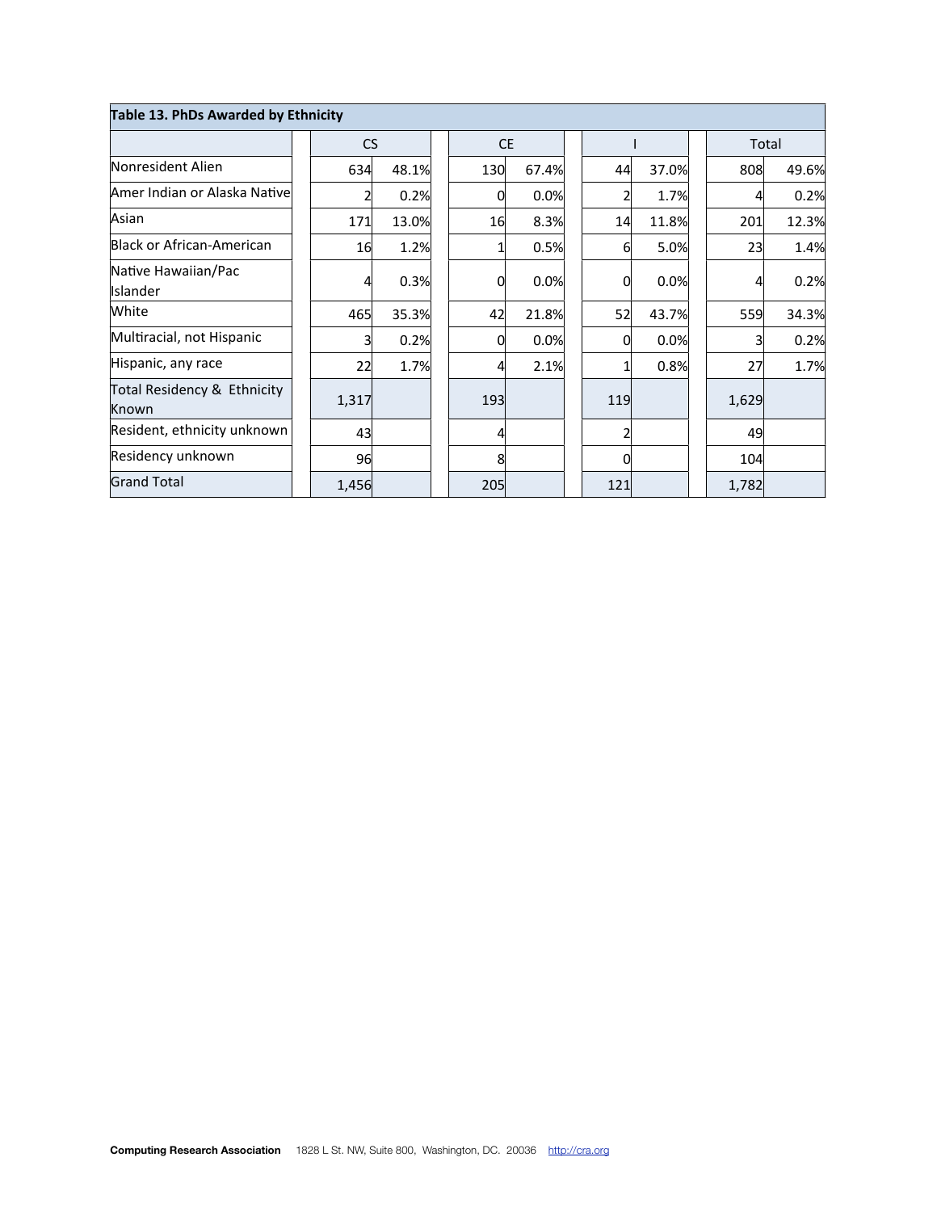**Table 13. PhDs Awarded by Ethnicity**

| | CS | | CE | | I | | Total | |
|---|---|---|---|---|---|---|---|---|
| Nonresident Alien | 634 | 48.1% | 130 | 67.4% | 44 | 37.0% | 808 | 49.6% |
| Amer Indian or Alaska Native | 2 | 0.2% | 0 | 0.0% | 2 | 1.7% | 4 | 0.2% |
| Asian | 171 | 13.0% | 16 | 8.3% | 14 | 11.8% | 201 | 12.3% |
| Black or African-American | 16 | 1.2% | 1 | 0.5% | 6 | 5.0% | 23 | 1.4% |
| Native Hawaiian/Pac Islander | 4 | 0.3% | 0 | 0.0% | 0 | 0.0% | 4 | 0.2% |
| White | 465 | 35.3% | 42 | 21.8% | 52 | 43.7% | 559 | 34.3% |
| Multiracial, not Hispanic | 3 | 0.2% | 0 | 0.0% | 0 | 0.0% | 3 | 0.2% |
| Hispanic, any race | 22 | 1.7% | 4 | 2.1% | 1 | 0.8% | 27 | 1.7% |
| Total Residency & Ethnicity Known | 1,317 | | 193 | | 119 | | 1,629 | |
| Resident, ethnicity unknown | 43 | | 4 | | 2 | | 49 | |
| Residency unknown | 96 | | 8 | | 0 | | 104 | |
| Grand Total | 1,456 | | 205 | | 121 | | 1,782 | |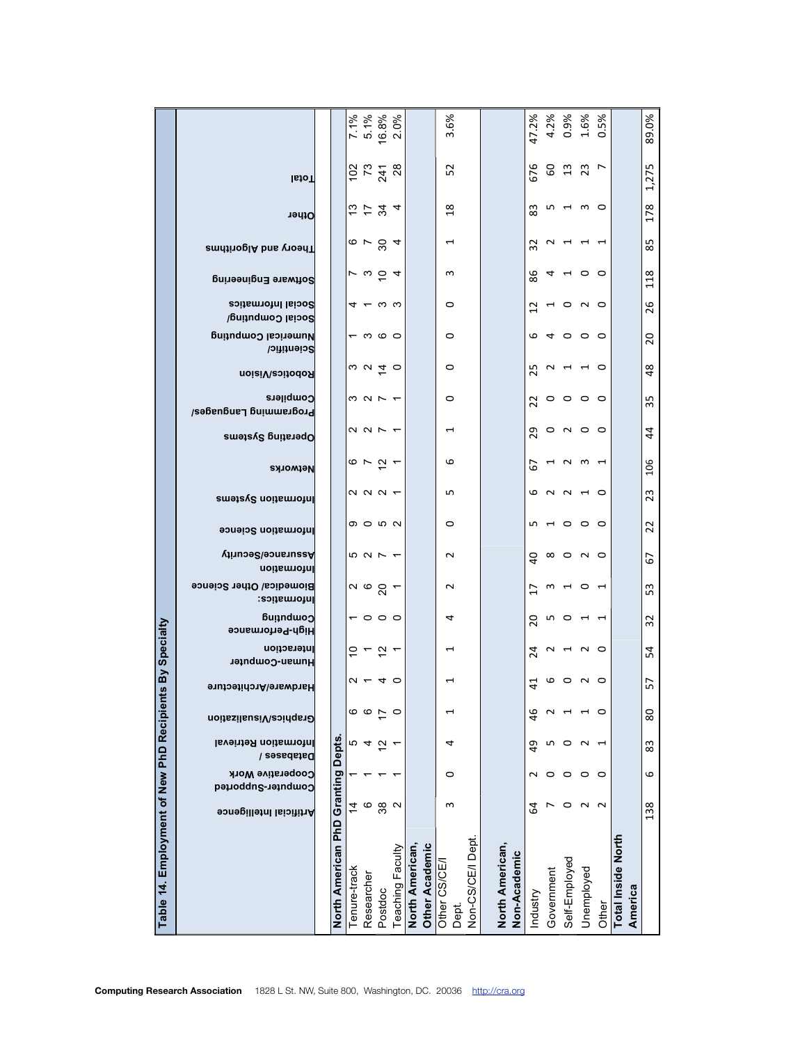## Table 14. Employment of New PhD Recipients By Specialty

| | Artificial Intelligence | Computer-Supported Cooperative Work | Databases / Information Retrieval | Graphics/Visualization | Hardware/Architecture | Human-Computer Interaction | High-Performance Computing | Informatics: Biomedical/ Other Science | Information Assurance/Security | Information Science | Information Systems | Networks | Operating Systems | Programming Languages/ Compilers | Robotics/Vision | Scientific/ Numerical Computing | Social Computing/ Social Informatics | Software Engineering | Theory and Algorithms | Other | Total | |
|---|---|---|---|---|---|---|---|---|---|---|---|---|---|---|---|---|---|---|---|---|---|---|
| **North American PhD Granting Depts.** | | | | | | | | | | | | | | | | | | | | | | |
| Tenure-track | 14 | 1 | 5 | 6 | 2 | 10 | 1 | 2 | 5 | 9 | 2 | 6 | 2 | 3 | 3 | 1 | 4 | 7 | 6 | 13 | 102 | 7.1% |
| Researcher | 6 | 1 | 4 | 6 | 1 | 1 | 0 | 6 | 2 | 0 | 2 | 7 | 2 | 2 | 2 | 3 | 1 | 3 | 7 | 17 | 73 | 5.1% |
| Postdoc | 38 | 1 | 12 | 17 | 4 | 12 | 0 | 20 | 7 | 5 | 2 | 12 | 7 | 7 | 14 | 6 | 3 | 10 | 30 | 34 | 241 | 16.8% |
| Teaching Faculty | 2 | 1 | 1 | 0 | 0 | 1 | 0 | 1 | 1 | 2 | 1 | 1 | 1 | 1 | 0 | 0 | 3 | 4 | 4 | 4 | 28 | 2.0% |
| **North American, Other Academic** | | | | | | | | | | | | | | | | | | | | | | |
| Other CS/CE/I Dept. | 3 | 0 | 4 | 1 | 1 | 1 | 4 | 2 | 2 | 0 | 5 | 6 | 1 | 0 | 0 | 0 | 0 | 3 | 1 | 18 | 52 | 3.6% |
| Non-CS/CE/I Dept. | | | | | | | | | | | | | | | | | | | | | | |
| **North American, Non-Academic** | | | | | | | | | | | | | | | | | | | | | | |
| Industry | 64 | 2 | 49 | 46 | 41 | 24 | 20 | 17 | 40 | 5 | 6 | 67 | 29 | 22 | 25 | 6 | 12 | 86 | 32 | 83 | 676 | 47.2% |
| Government | 7 | 0 | 5 | 2 | 6 | 2 | 5 | 3 | 8 | 1 | 2 | 1 | 0 | 0 | 2 | 4 | 1 | 4 | 2 | 5 | 60 | 4.2% |
| Self-Employed | 0 | 0 | 0 | 1 | 0 | 1 | 0 | 1 | 0 | 0 | 2 | 2 | 2 | 0 | 1 | 0 | 0 | 1 | 1 | 1 | 13 | 0.9% |
| Unemployed | 2 | 0 | 2 | 1 | 2 | 2 | 1 | 0 | 2 | 0 | 1 | 3 | 0 | 0 | 1 | 0 | 2 | 0 | 1 | 3 | 23 | 1.6% |
| Other | 2 | 0 | 1 | 0 | 0 | 0 | 1 | 1 | 0 | 0 | 0 | 1 | 0 | 0 | 0 | 0 | 0 | 0 | 1 | 0 | 7 | 0.5% |
| **Total Inside North America** | | | | | | | | | | | | | | | | | | | | | | |
| | 138 | 6 | 83 | 80 | 57 | 54 | 32 | 53 | 67 | 22 | 23 | 106 | 44 | 35 | 48 | 20 | 26 | 118 | 85 | 178 | 1,275 | 89.0% |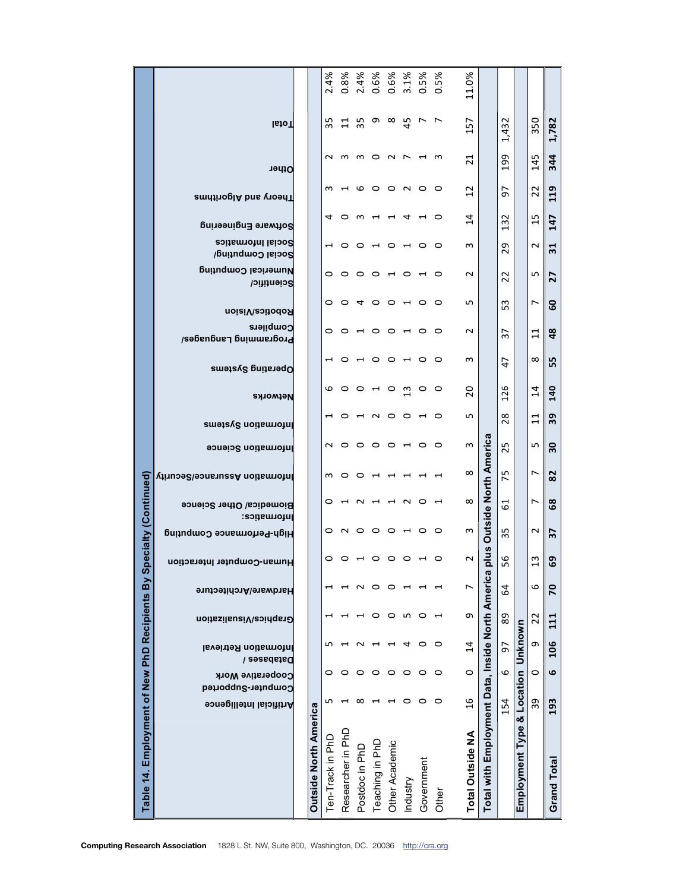## Table 14. Employment of New PhD Recipients By Specialty (Continued)

| | Artificial Intelligence | Computer-Supported Cooperative Work | Databases / Information Retrieval | Graphics/Visualization | Hardware/Architecture | Human-Computer Interaction | High-Performance Computing | Informatics: Biomedical/ Other Science | Information Assurance/Security | Information Science | Information Systems | Networks | Operating Systems | Programming Languages/ Compilers | Robotics/Vision | Scientific/ Numerical Computing | Social Computing/ Social Informatics | Software Engineering | Theory and Algorithms | Other | Total | |
|---|---|---|---|---|---|---|---|---|---|---|---|---|---|---|---|---|---|---|---|---|---|---|
| **Outside North America** | | | | | | | | | | | | | | | | | | | | | | |
| Ten-Track in PhD | 5 | 0 | 5 | 1 | 1 | 0 | 0 | 0 | 3 | 2 | 1 | 6 | 1 | 0 | 0 | 0 | 1 | 4 | 3 | 2 | 35 | 2.4% |
| Researcher in PhD | 1 | 0 | 1 | 1 | 1 | 0 | 2 | 1 | 0 | 0 | 0 | 0 | 0 | 0 | 0 | 0 | 0 | 0 | 1 | 3 | 11 | 0.8% |
| Postdoc in PhD | 8 | 0 | 2 | 1 | 2 | 1 | 0 | 2 | 0 | 0 | 1 | 0 | 1 | 1 | 4 | 0 | 0 | 3 | 6 | 3 | 35 | 2.4% |
| Teaching in PhD | 1 | 0 | 1 | 0 | 0 | 0 | 0 | 1 | 1 | 0 | 2 | 1 | 0 | 0 | 0 | 0 | 1 | 1 | 0 | 0 | 9 | 0.6% |
| Other Academic | 1 | 0 | 1 | 0 | 0 | 0 | 0 | 1 | 1 | 0 | 0 | 0 | 0 | 0 | 0 | 1 | 0 | 1 | 0 | 2 | 8 | 0.6% |
| Industry | 0 | 0 | 4 | 5 | 1 | 0 | 1 | 2 | 1 | 1 | 0 | 13 | 1 | 1 | 1 | 0 | 1 | 4 | 2 | 7 | 45 | 3.1% |
| Government | 0 | 0 | 0 | 0 | 1 | 1 | 0 | 0 | 1 | 0 | 1 | 0 | 0 | 0 | 0 | 1 | 0 | 1 | 0 | 1 | 7 | 0.5% |
| Other | 0 | 0 | 0 | 1 | 1 | 0 | 0 | 1 | 1 | 0 | 0 | 0 | 0 | 0 | 0 | 0 | 0 | 0 | 0 | 3 | 7 | 0.5% |
| **Total Outside NA** | 16 | 0 | 14 | 9 | 7 | 2 | 3 | 8 | 8 | 3 | 5 | 20 | 3 | 2 | 5 | 2 | 3 | 14 | 12 | 21 | 157 | 11.0% |
| **Total with Employment Data, Inside North America plus Outside North America** | | | | | | | | | | | | | | | | | | | | | | |
| | 154 | 6 | 97 | 89 | 64 | 56 | 35 | 61 | 75 | 25 | 28 | 126 | 47 | 37 | 53 | 22 | 29 | 132 | 97 | 199 | 1,432 | |
| **Employment Type & Location Unknown** | | | | | | | | | | | | | | | | | | | | | | |
| | 39 | 0 | 9 | 22 | 6 | 13 | 2 | 7 | 7 | 5 | 11 | 14 | 8 | 11 | 7 | 5 | 2 | 15 | 22 | 145 | 350 | |
| **Grand Total** | **193** | **6** | **106** | **111** | **70** | **69** | **37** | **68** | **82** | **30** | **39** | **140** | **55** | **48** | **60** | **27** | **31** | **147** | **119** | **344** | **1,782** | |

**Computing Research Association** 1828 L St. NW, Suite 800, Washington, DC. 20036 http://cra.org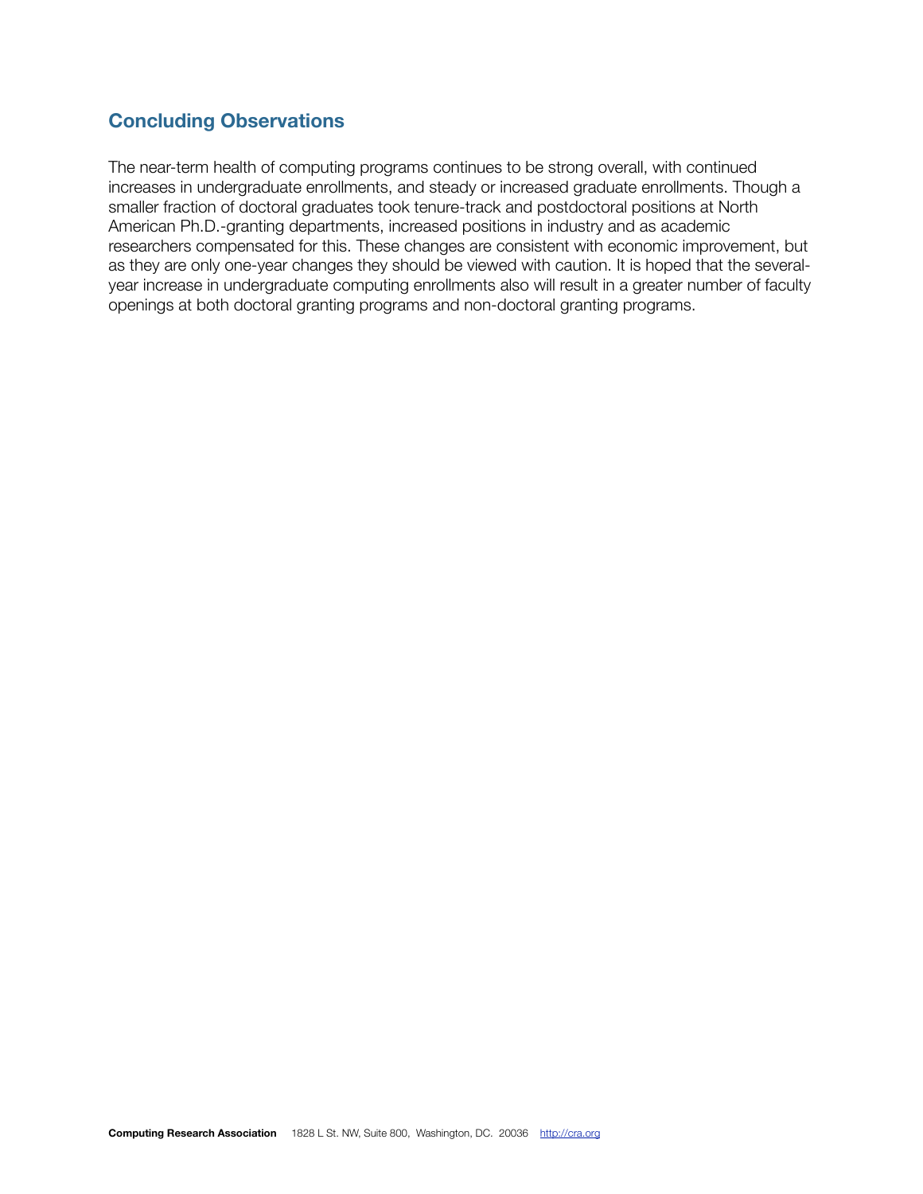## Concluding Observations

The near-term health of computing programs continues to be strong overall, with continued increases in undergraduate enrollments, and steady or increased graduate enrollments. Though a smaller fraction of doctoral graduates took tenure-track and postdoctoral positions at North American Ph.D.-granting departments, increased positions in industry and as academic researchers compensated for this. These changes are consistent with economic improvement, but as they are only one-year changes they should be viewed with caution. It is hoped that the several-year increase in undergraduate computing enrollments also will result in a greater number of faculty openings at both doctoral granting programs and non-doctoral granting programs.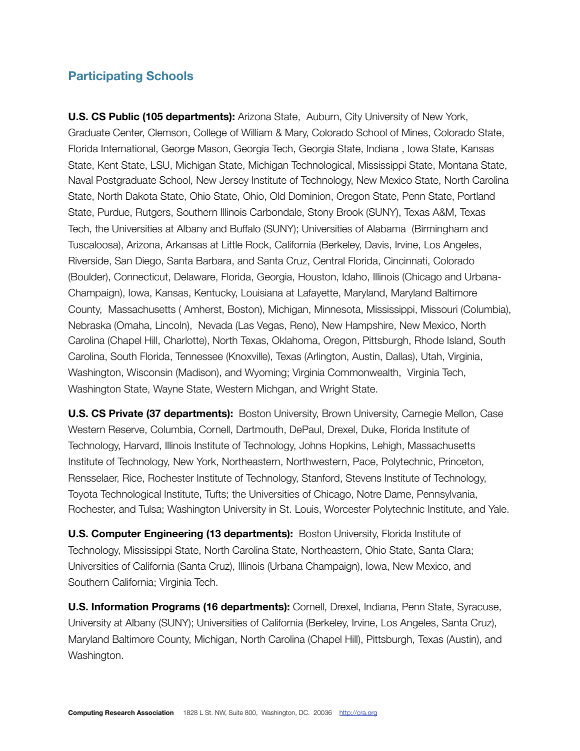## Participating Schools

**U.S. CS Public (105 departments):** Arizona State, Auburn, City University of New York, Graduate Center, Clemson, College of William & Mary, Colorado School of Mines, Colorado State, Florida International, George Mason, Georgia Tech, Georgia State, Indiana , Iowa State, Kansas State, Kent State, LSU, Michigan State, Michigan Technological, Mississippi State, Montana State, Naval Postgraduate School, New Jersey Institute of Technology, New Mexico State, North Carolina State, North Dakota State, Ohio State, Ohio, Old Dominion, Oregon State, Penn State, Portland State, Purdue, Rutgers, Southern Illinois Carbondale, Stony Brook (SUNY), Texas A&M, Texas Tech, the Universities at Albany and Buffalo (SUNY); Universities of Alabama (Birmingham and Tuscaloosa), Arizona, Arkansas at Little Rock, California (Berkeley, Davis, Irvine, Los Angeles, Riverside, San Diego, Santa Barbara, and Santa Cruz, Central Florida, Cincinnati, Colorado (Boulder), Connecticut, Delaware, Florida, Georgia, Houston, Idaho, Illinois (Chicago and Urbana-Champaign), Iowa, Kansas, Kentucky, Louisiana at Lafayette, Maryland, Maryland Baltimore County, Massachusetts ( Amherst, Boston), Michigan, Minnesota, Mississippi, Missouri (Columbia), Nebraska (Omaha, Lincoln), Nevada (Las Vegas, Reno), New Hampshire, New Mexico, North Carolina (Chapel Hill, Charlotte), North Texas, Oklahoma, Oregon, Pittsburgh, Rhode Island, South Carolina, South Florida, Tennessee (Knoxville), Texas (Arlington, Austin, Dallas), Utah, Virginia, Washington, Wisconsin (Madison), and Wyoming; Virginia Commonwealth, Virginia Tech, Washington State, Wayne State, Western Michgan, and Wright State.

**U.S. CS Private (37 departments):** Boston University, Brown University, Carnegie Mellon, Case Western Reserve, Columbia, Cornell, Dartmouth, DePaul, Drexel, Duke, Florida Institute of Technology, Harvard, Illinois Institute of Technology, Johns Hopkins, Lehigh, Massachusetts Institute of Technology, New York, Northeastern, Northwestern, Pace, Polytechnic, Princeton, Rensselaer, Rice, Rochester Institute of Technology, Stanford, Stevens Institute of Technology, Toyota Technological Institute, Tufts; the Universities of Chicago, Notre Dame, Pennsylvania, Rochester, and Tulsa; Washington University in St. Louis, Worcester Polytechnic Institute, and Yale.

**U.S. Computer Engineering (13 departments):** Boston University, Florida Institute of Technology, Mississippi State, North Carolina State, Northeastern, Ohio State, Santa Clara; Universities of California (Santa Cruz), Illinois (Urbana Champaign), Iowa, New Mexico, and Southern California; Virginia Tech.

**U.S. Information Programs (16 departments):** Cornell, Drexel, Indiana, Penn State, Syracuse, University at Albany (SUNY); Universities of California (Berkeley, Irvine, Los Angeles, Santa Cruz), Maryland Baltimore County, Michigan, North Carolina (Chapel Hill), Pittsburgh, Texas (Austin), and Washington.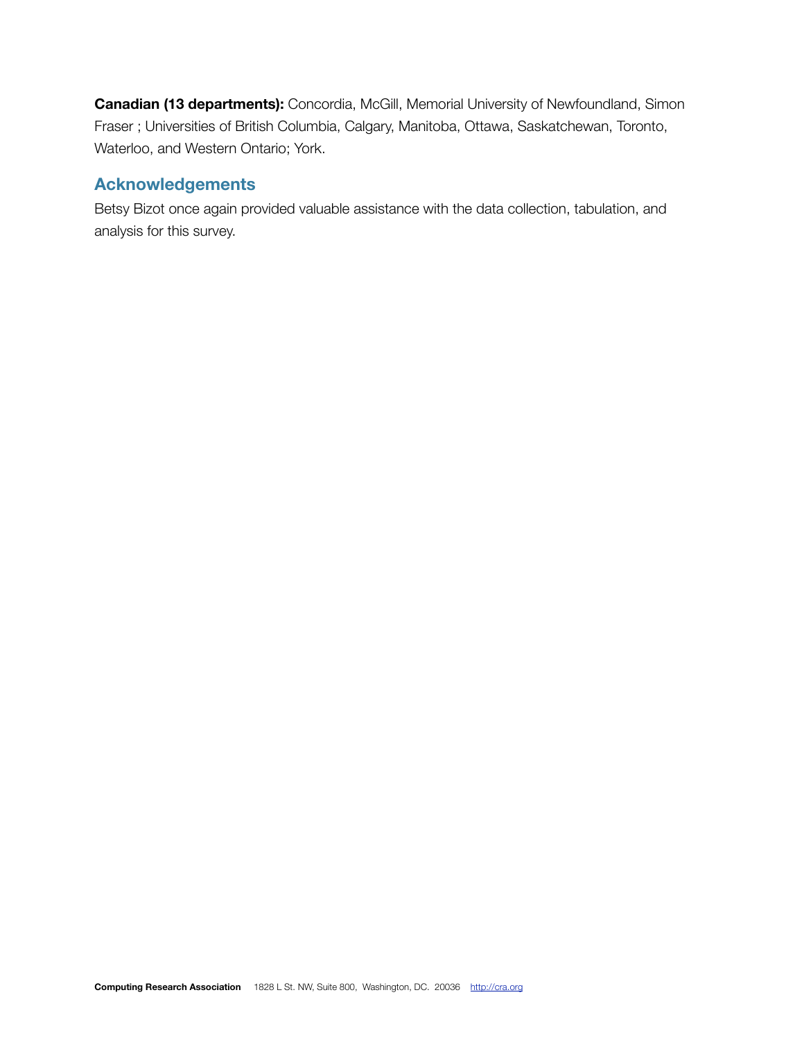**Canadian (13 departments):** Concordia, McGill, Memorial University of Newfoundland, Simon Fraser ; Universities of British Columbia, Calgary, Manitoba, Ottawa, Saskatchewan, Toronto, Waterloo, and Western Ontario; York.

## Acknowledgements

Betsy Bizot once again provided valuable assistance with the data collection, tabulation, and analysis for this survey.